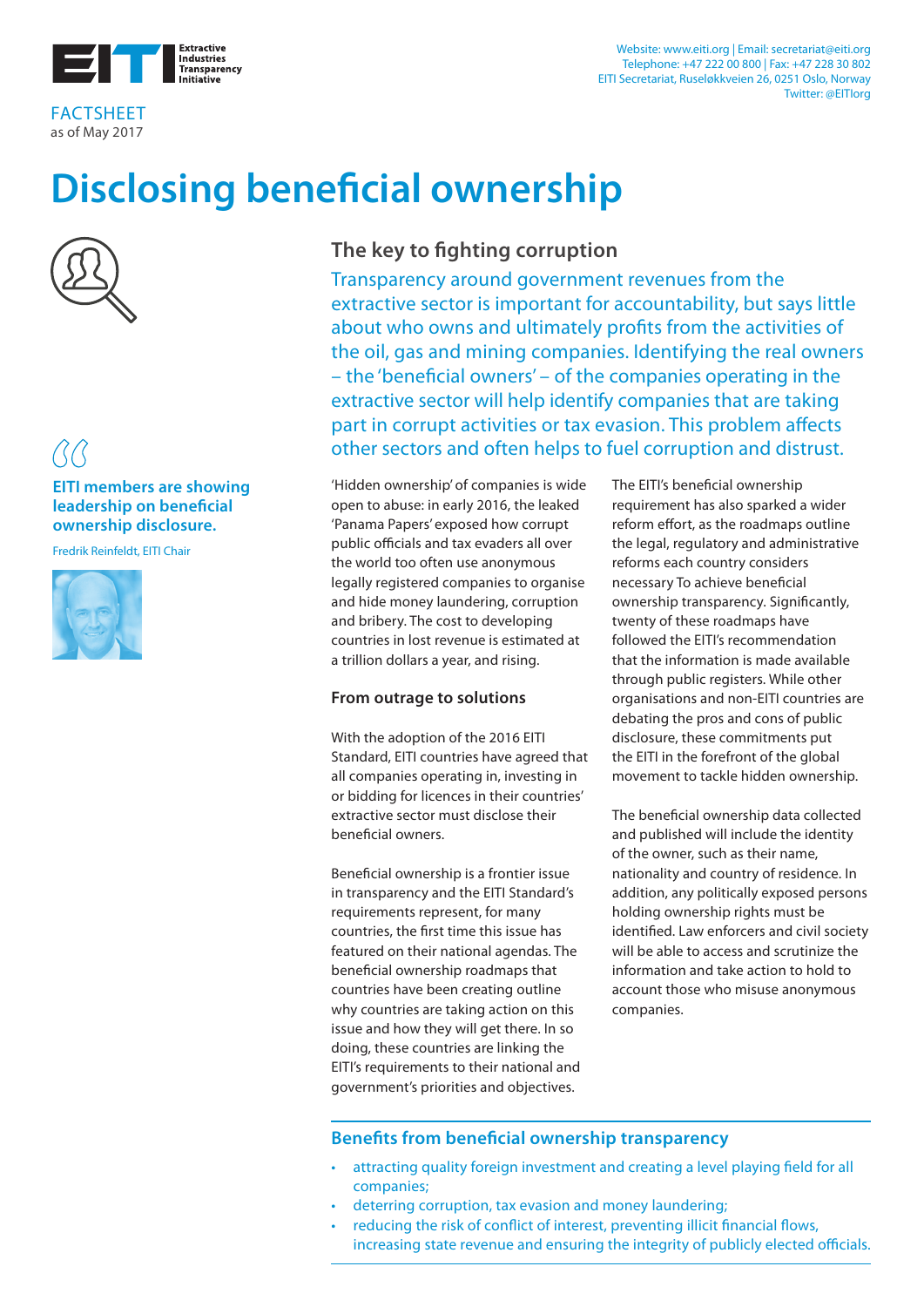Extractive Industries Transparency Initiative

Website: www.eiti.org | Email: secretariat@eiti.org
Telephone: +47 222 00 800 | Fax: +47 228 30 802
EITI Secretariat, Ruseløkkveien 26, 0251 Oslo, Norway
Twitter: @EITIorg

FACTSHEET
as of May 2017

# Disclosing beneficial ownership

> **EITI members are showing leadership on beneficial ownership disclosure.**
>
> Fredrik Reinfeldt, EITI Chair

## The key to fighting corruption

Transparency around government revenues from the extractive sector is important for accountability, but says little about who owns and ultimately profits from the activities of the oil, gas and mining companies. Identifying the real owners – the 'beneficial owners' – of the companies operating in the extractive sector will help identify companies that are taking part in corrupt activities or tax evasion. This problem affects other sectors and often helps to fuel corruption and distrust.

'Hidden ownership' of companies is wide open to abuse: in early 2016, the leaked 'Panama Papers' exposed how corrupt public officials and tax evaders all over the world too often use anonymous legally registered companies to organise and hide money laundering, corruption and bribery. The cost to developing countries in lost revenue is estimated at a trillion dollars a year, and rising.

### From outrage to solutions

With the adoption of the 2016 EITI Standard, EITI countries have agreed that all companies operating in, investing in or bidding for licences in their countries' extractive sector must disclose their beneficial owners.

Beneficial ownership is a frontier issue in transparency and the EITI Standard's requirements represent, for many countries, the first time this issue has featured on their national agendas. The beneficial ownership roadmaps that countries have been creating outline why countries are taking action on this issue and how they will get there. In so doing, these countries are linking the EITI's requirements to their national and government's priorities and objectives.

The EITI's beneficial ownership requirement has also sparked a wider reform effort, as the roadmaps outline the legal, regulatory and administrative reforms each country considers necessary To achieve beneficial ownership transparency. Significantly, twenty of these roadmaps have followed the EITI's recommendation that the information is made available through public registers. While other organisations and non-EITI countries are debating the pros and cons of public disclosure, these commitments put the EITI in the forefront of the global movement to tackle hidden ownership.

The beneficial ownership data collected and published will include the identity of the owner, such as their name, nationality and country of residence. In addition, any politically exposed persons holding ownership rights must be identified. Law enforcers and civil society will be able to access and scrutinize the information and take action to hold to account those who misuse anonymous companies.

### Benefits from beneficial ownership transparency

- attracting quality foreign investment and creating a level playing field for all companies;
- deterring corruption, tax evasion and money laundering;
- reducing the risk of conflict of interest, preventing illicit financial flows, increasing state revenue and ensuring the integrity of publicly elected officials.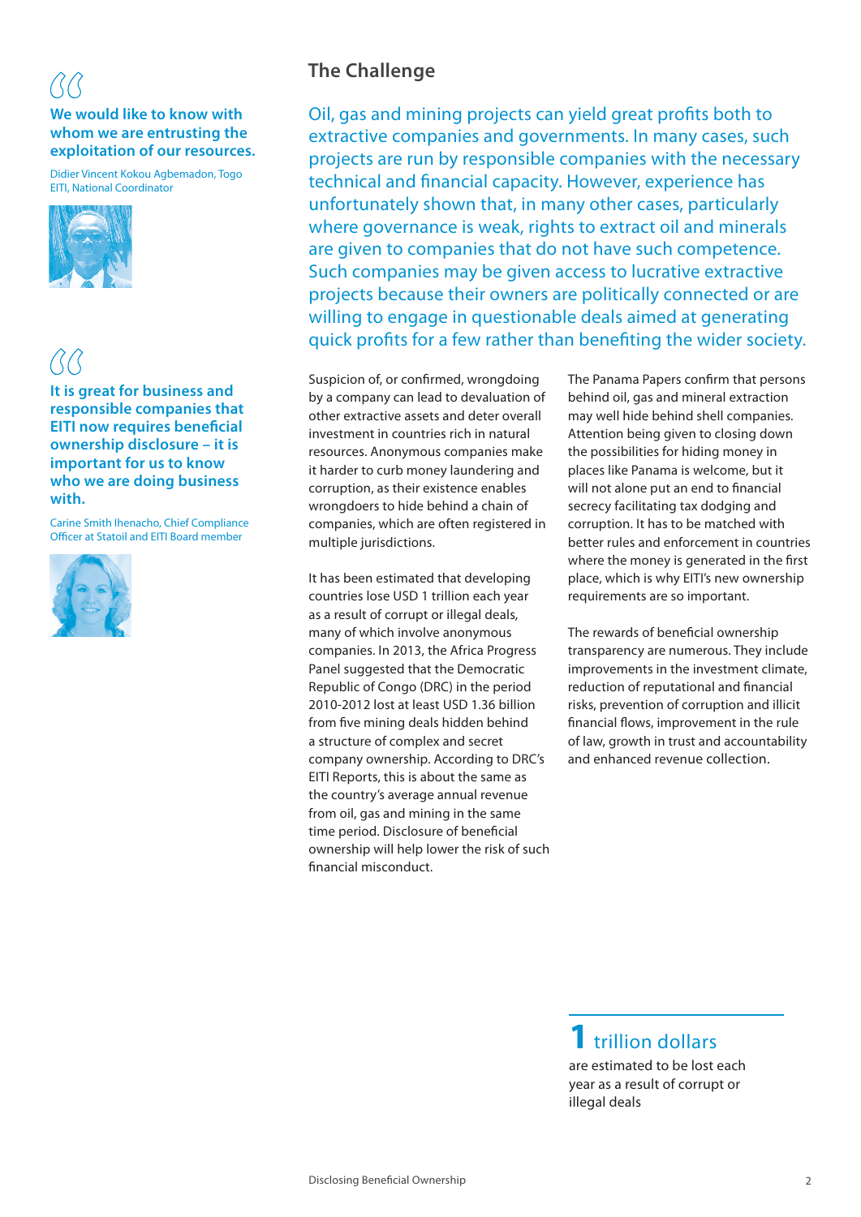> **We would like to know with whom we are entrusting the exploitation of our resources.**
>
> Didier Vincent Kokou Agbemadon, Togo EITI, National Coordinator

> **It is great for business and responsible companies that EITI now requires beneficial ownership disclosure – it is important for us to know who we are doing business with.**
>
> Carine Smith Ihenacho, Chief Compliance Officer at Statoil and EITI Board member

## The Challenge

Oil, gas and mining projects can yield great profits both to extractive companies and governments. In many cases, such projects are run by responsible companies with the necessary technical and financial capacity. However, experience has unfortunately shown that, in many other cases, particularly where governance is weak, rights to extract oil and minerals are given to companies that do not have such competence. Such companies may be given access to lucrative extractive projects because their owners are politically connected or are willing to engage in questionable deals aimed at generating quick profits for a few rather than benefiting the wider society.

Suspicion of, or confirmed, wrongdoing by a company can lead to devaluation of other extractive assets and deter overall investment in countries rich in natural resources. Anonymous companies make it harder to curb money laundering and corruption, as their existence enables wrongdoers to hide behind a chain of companies, which are often registered in multiple jurisdictions.

It has been estimated that developing countries lose USD 1 trillion each year as a result of corrupt or illegal deals, many of which involve anonymous companies. In 2013, the Africa Progress Panel suggested that the Democratic Republic of Congo (DRC) in the period 2010-2012 lost at least USD 1.36 billion from five mining deals hidden behind a structure of complex and secret company ownership. According to DRC's EITI Reports, this is about the same as the country's average annual revenue from oil, gas and mining in the same time period. Disclosure of beneficial ownership will help lower the risk of such financial misconduct.

The Panama Papers confirm that persons behind oil, gas and mineral extraction may well hide behind shell companies. Attention being given to closing down the possibilities for hiding money in places like Panama is welcome, but it will not alone put an end to financial secrecy facilitating tax dodging and corruption. It has to be matched with better rules and enforcement in countries where the money is generated in the first place, which is why EITI's new ownership requirements are so important.

The rewards of beneficial ownership transparency are numerous. They include improvements in the investment climate, reduction of reputational and financial risks, prevention of corruption and illicit financial flows, improvement in the rule of law, growth in trust and accountability and enhanced revenue collection.

**1** trillion dollars

are estimated to be lost each year as a result of corrupt or illegal deals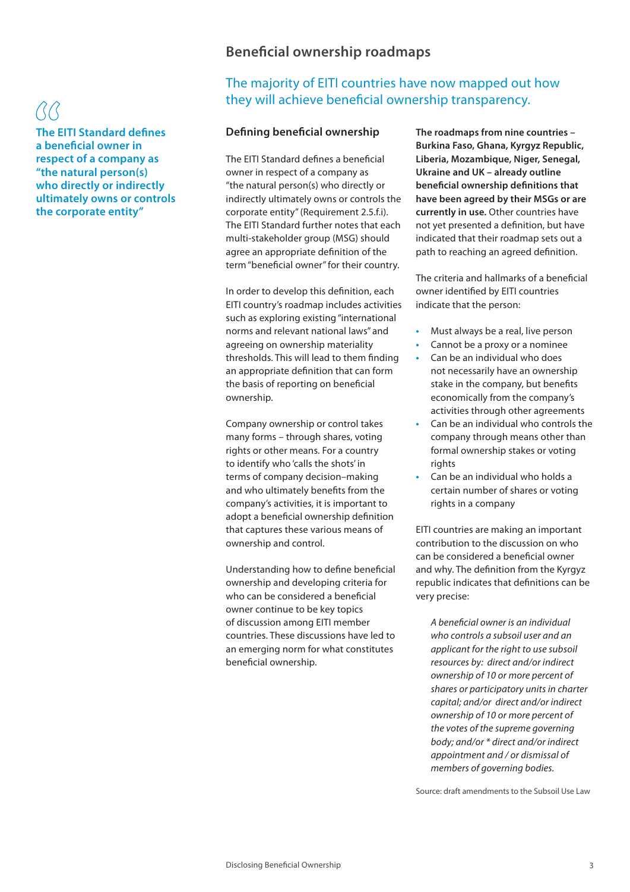## Beneficial ownership roadmaps

The majority of EITI countries have now mapped out how they will achieve beneficial ownership transparency.

> **The EITI Standard defines a beneficial owner in respect of a company as "the natural person(s) who directly or indirectly ultimately owns or controls the corporate entity"**

### Defining beneficial ownership

The EITI Standard defines a beneficial owner in respect of a company as "the natural person(s) who directly or indirectly ultimately owns or controls the corporate entity" (Requirement 2.5.f.i). The EITI Standard further notes that each multi-stakeholder group (MSG) should agree an appropriate definition of the term "beneficial owner" for their country.

In order to develop this definition, each EITI country's roadmap includes activities such as exploring existing "international norms and relevant national laws" and agreeing on ownership materiality thresholds. This will lead to them finding an appropriate definition that can form the basis of reporting on beneficial ownership.

Company ownership or control takes many forms – through shares, voting rights or other means. For a country to identify who 'calls the shots' in terms of company decision–making and who ultimately benefits from the company's activities, it is important to adopt a beneficial ownership definition that captures these various means of ownership and control.

Understanding how to define beneficial ownership and developing criteria for who can be considered a beneficial owner continue to be key topics of discussion among EITI member countries. These discussions have led to an emerging norm for what constitutes beneficial ownership.

**The roadmaps from nine countries – Burkina Faso, Ghana, Kyrgyz Republic, Liberia, Mozambique, Niger, Senegal, Ukraine and UK – already outline beneficial ownership definitions that have been agreed by their MSGs or are currently in use.** Other countries have not yet presented a definition, but have indicated that their roadmap sets out a path to reaching an agreed definition.

The criteria and hallmarks of a beneficial owner identified by EITI countries indicate that the person:

- Must always be a real, live person
- Cannot be a proxy or a nominee
- Can be an individual who does not necessarily have an ownership stake in the company, but benefits economically from the company's activities through other agreements
- Can be an individual who controls the company through means other than formal ownership stakes or voting rights
- Can be an individual who holds a certain number of shares or voting rights in a company

EITI countries are making an important contribution to the discussion on who can be considered a beneficial owner and why. The definition from the Kyrgyz republic indicates that definitions can be very precise:

> *A beneficial owner is an individual who controls a subsoil user and an applicant for the right to use subsoil resources by: direct and/or indirect ownership of 10 or more percent of shares or participatory units in charter capital; and/or direct and/or indirect ownership of 10 or more percent of the votes of the supreme governing body; and/or * direct and/or indirect appointment and / or dismissal of members of governing bodies.*

Source: draft amendments to the Subsoil Use Law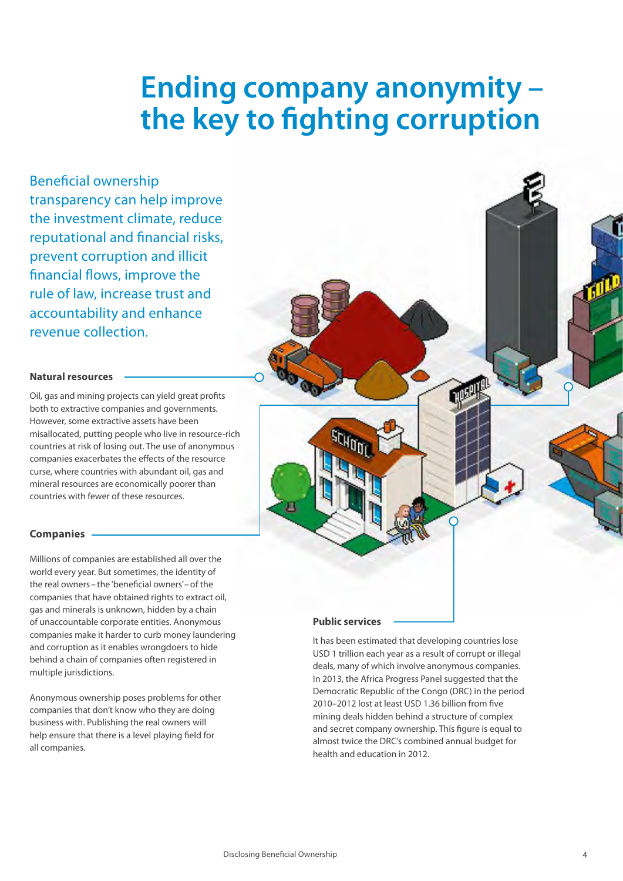# Ending company anonymity – the key to fighting corruption

Beneficial ownership transparency can help improve the investment climate, reduce reputational and financial risks, prevent corruption and illicit financial flows, improve the rule of law, increase trust and accountability and enhance revenue collection.

### Natural resources

Oil, gas and mining projects can yield great profits both to extractive companies and governments. However, some extractive assets have been misallocated, putting people who live in resource-rich countries at risk of losing out. The use of anonymous companies exacerbates the effects of the resource curse, where countries with abundant oil, gas and mineral resources are economically poorer than countries with fewer of these resources.

### Companies

Millions of companies are established all over the world every year. But sometimes, the identity of the real owners – the 'beneficial owners' – of the companies that have obtained rights to extract oil, gas and minerals is unknown, hidden by a chain of unaccountable corporate entities. Anonymous companies make it harder to curb money laundering and corruption as it enables wrongdoers to hide behind a chain of companies often registered in multiple jurisdictions.

Anonymous ownership poses problems for other companies that don't know who they are doing business with. Publishing the real owners will help ensure that there is a level playing field for all companies.

### Public services

It has been estimated that developing countries lose USD 1 trillion each year as a result of corrupt or illegal deals, many of which involve anonymous companies. In 2013, the Africa Progress Panel suggested that the Democratic Republic of the Congo (DRC) in the period 2010–2012 lost at least USD 1.36 billion from five mining deals hidden behind a structure of complex and secret company ownership. This figure is equal to almost twice the DRC's combined annual budget for health and education in 2012.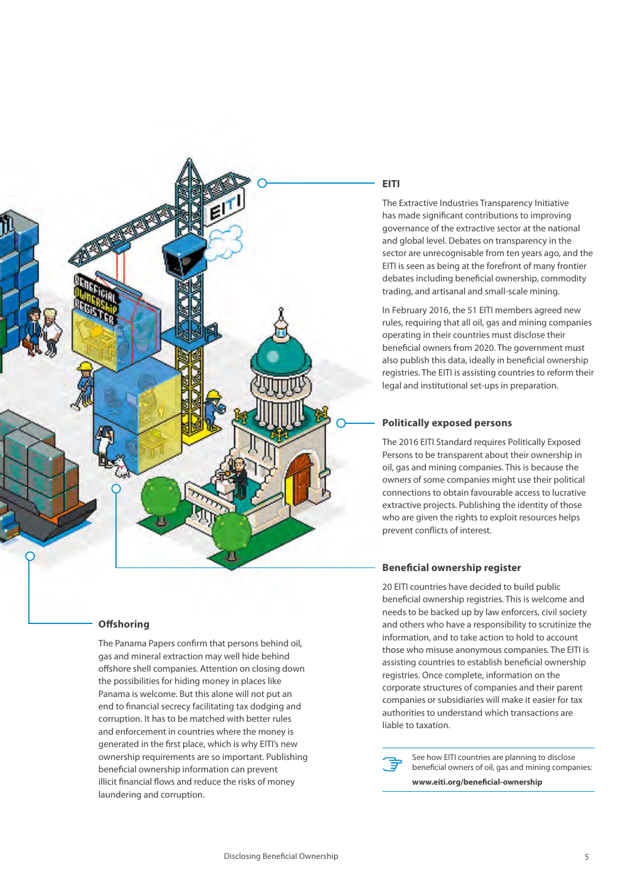## EITI

The Extractive Industries Transparency Initiative has made significant contributions to improving governance of the extractive sector at the national and global level. Debates on transparency in the sector are unrecognisable from ten years ago, and the EITI is seen as being at the forefront of many frontier debates including beneficial ownership, commodity trading, and artisanal and small-scale mining.

In February 2016, the 51 EITI members agreed new rules, requiring that all oil, gas and mining companies operating in their countries must disclose their beneficial owners from 2020. The government must also publish this data, ideally in beneficial ownership registries. The EITI is assisting countries to reform their legal and institutional set-ups in preparation.

## Politically exposed persons

The 2016 EITI Standard requires Politically Exposed Persons to be transparent about their ownership in oil, gas and mining companies. This is because the owners of some companies might use their political connections to obtain favourable access to lucrative extractive projects. Publishing the identity of those who are given the rights to exploit resources helps prevent conflicts of interest.

## Beneficial ownership register

20 EITI countries have decided to build public beneficial ownership registries. This is welcome and needs to be backed up by law enforcers, civil society and others who have a responsibility to scrutinize the information, and to take action to hold to account those who misuse anonymous companies. The EITI is assisting countries to establish beneficial ownership registries. Once complete, information on the corporate structures of companies and their parent companies or subsidiaries will make it easier for tax authorities to understand which transactions are liable to taxation.

See how EITI countries are planning to disclose beneficial owners of oil, gas and mining companies:

**www.eiti.org/beneficial-ownership**

## Offshoring

The Panama Papers confirm that persons behind oil, gas and mineral extraction may well hide behind offshore shell companies. Attention on closing down the possibilities for hiding money in places like Panama is welcome. But this alone will not put an end to financial secrecy facilitating tax dodging and corruption. It has to be matched with better rules and enforcement in countries where the money is generated in the first place, which is why EITI's new ownership requirements are so important. Publishing beneficial ownership information can prevent illicit financial flows and reduce the risks of money laundering and corruption.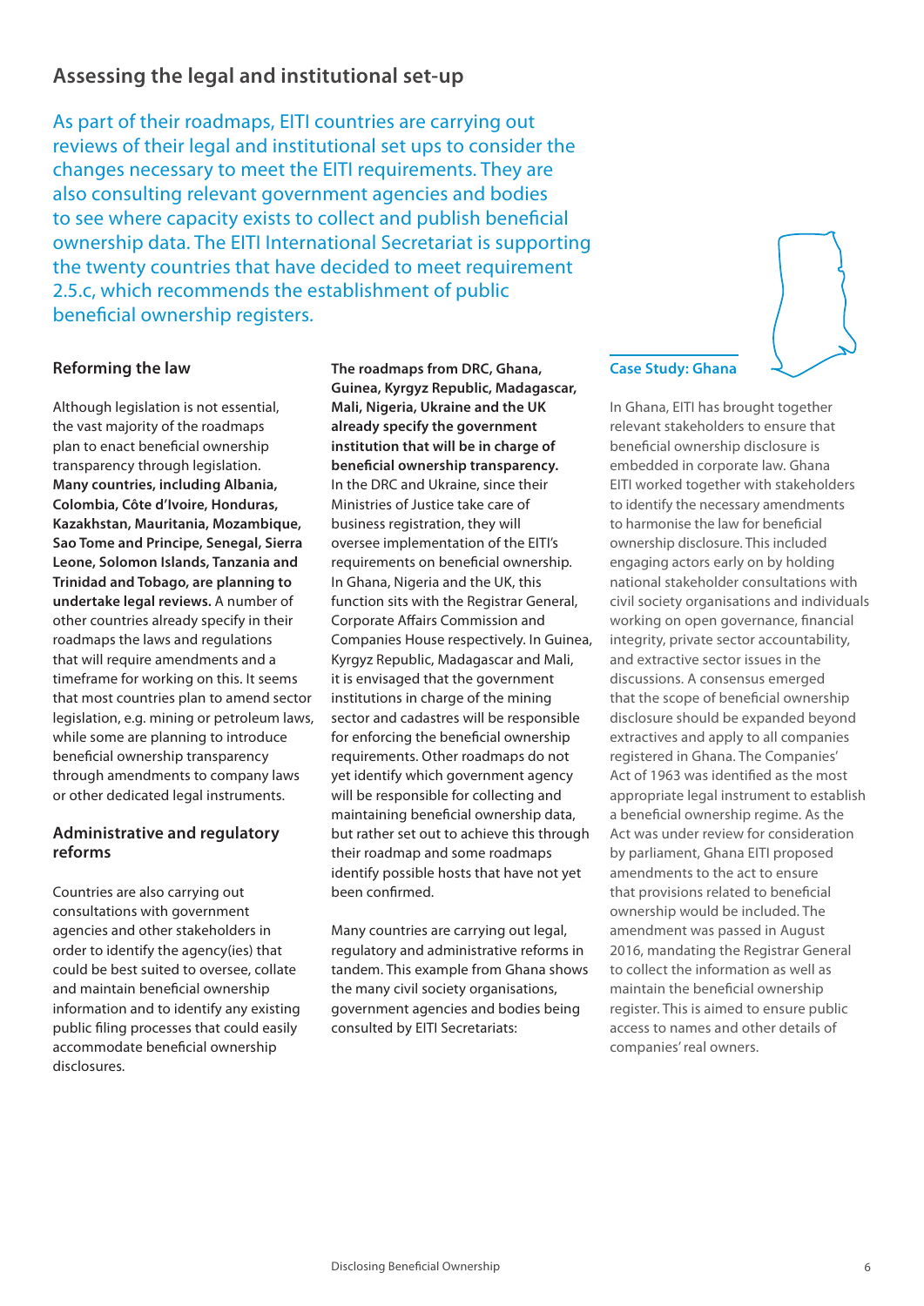## Assessing the legal and institutional set-up

As part of their roadmaps, EITI countries are carrying out reviews of their legal and institutional set ups to consider the changes necessary to meet the EITI requirements. They are also consulting relevant government agencies and bodies to see where capacity exists to collect and publish beneficial ownership data. The EITI International Secretariat is supporting the twenty countries that have decided to meet requirement 2.5.c, which recommends the establishment of public beneficial ownership registers.

### Reforming the law

Although legislation is not essential, the vast majority of the roadmaps plan to enact beneficial ownership transparency through legislation. **Many countries, including Albania, Colombia, Côte d'Ivoire, Honduras, Kazakhstan, Mauritania, Mozambique, Sao Tome and Principe, Senegal, Sierra Leone, Solomon Islands, Tanzania and Trinidad and Tobago, are planning to undertake legal reviews.** A number of other countries already specify in their roadmaps the laws and regulations that will require amendments and a timeframe for working on this. It seems that most countries plan to amend sector legislation, e.g. mining or petroleum laws, while some are planning to introduce beneficial ownership transparency through amendments to company laws or other dedicated legal instruments.

### Administrative and regulatory reforms

Countries are also carrying out consultations with government agencies and other stakeholders in order to identify the agency(ies) that could be best suited to oversee, collate and maintain beneficial ownership information and to identify any existing public filing processes that could easily accommodate beneficial ownership disclosures.

**The roadmaps from DRC, Ghana, Guinea, Kyrgyz Republic, Madagascar, Mali, Nigeria, Ukraine and the UK already specify the government institution that will be in charge of beneficial ownership transparency.** In the DRC and Ukraine, since their Ministries of Justice take care of business registration, they will oversee implementation of the EITI's requirements on beneficial ownership. In Ghana, Nigeria and the UK, this function sits with the Registrar General, Corporate Affairs Commission and Companies House respectively. In Guinea, Kyrgyz Republic, Madagascar and Mali, it is envisaged that the government institutions in charge of the mining sector and cadastres will be responsible for enforcing the beneficial ownership requirements. Other roadmaps do not yet identify which government agency will be responsible for collecting and maintaining beneficial ownership data, but rather set out to achieve this through their roadmap and some roadmaps identify possible hosts that have not yet been confirmed.

Many countries are carrying out legal, regulatory and administrative reforms in tandem. This example from Ghana shows the many civil society organisations, government agencies and bodies being consulted by EITI Secretariats:

### Case Study: Ghana

In Ghana, EITI has brought together relevant stakeholders to ensure that beneficial ownership disclosure is embedded in corporate law. Ghana EITI worked together with stakeholders to identify the necessary amendments to harmonise the law for beneficial ownership disclosure. This included engaging actors early on by holding national stakeholder consultations with civil society organisations and individuals working on open governance, financial integrity, private sector accountability, and extractive sector issues in the discussions. A consensus emerged that the scope of beneficial ownership disclosure should be expanded beyond extractives and apply to all companies registered in Ghana. The Companies' Act of 1963 was identified as the most appropriate legal instrument to establish a beneficial ownership regime. As the Act was under review for consideration by parliament, Ghana EITI proposed amendments to the act to ensure that provisions related to beneficial ownership would be included. The amendment was passed in August 2016, mandating the Registrar General to collect the information as well as maintain the beneficial ownership register. This is aimed to ensure public access to names and other details of companies' real owners.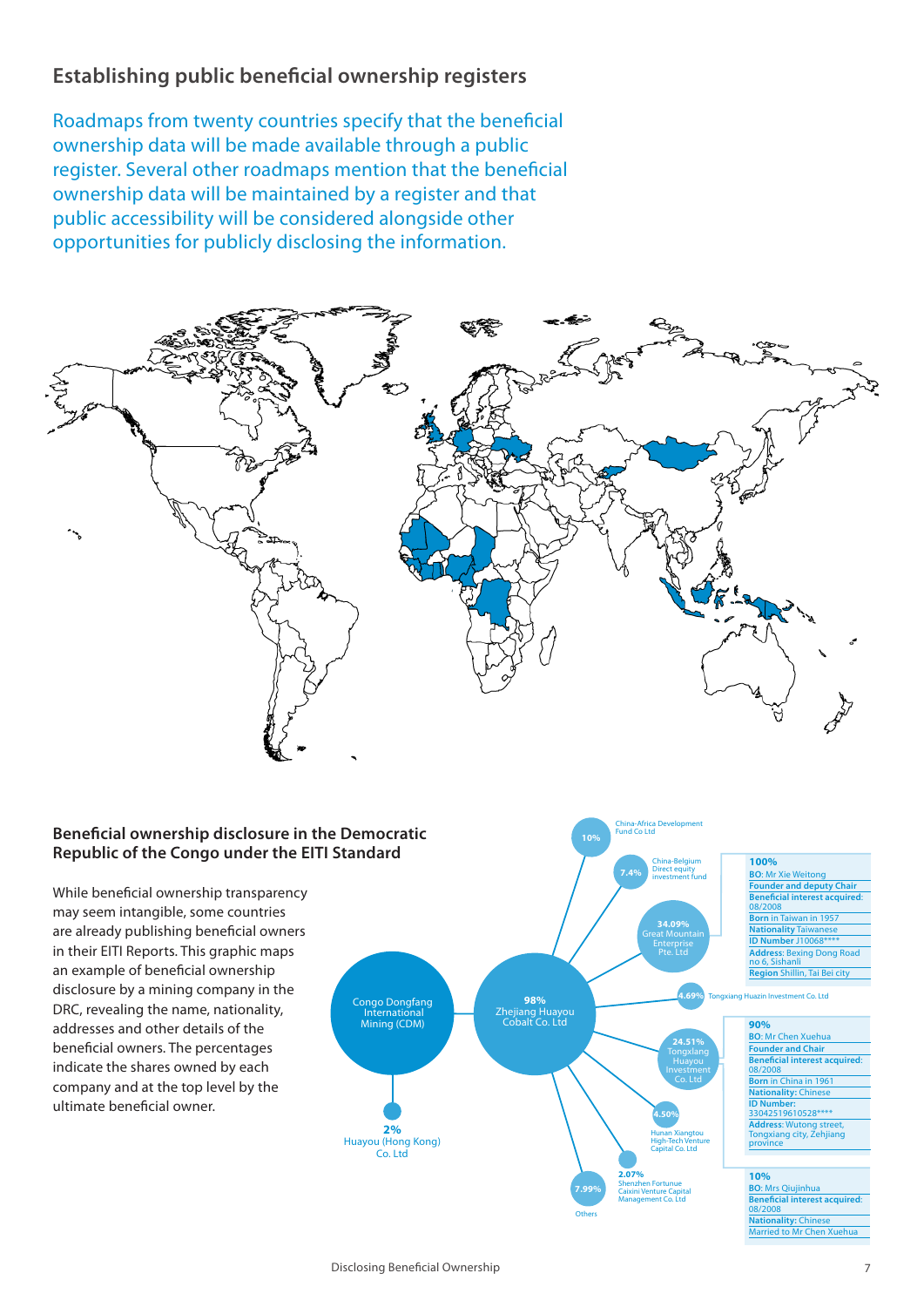## Establishing public beneficial ownership registers

Roadmaps from twenty countries specify that the beneficial ownership data will be made available through a public register. Several other roadmaps mention that the beneficial ownership data will be maintained by a register and that public accessibility will be considered alongside other opportunities for publicly disclosing the information.

### Beneficial ownership disclosure in the Democratic Republic of the Congo under the EITI Standard

While beneficial ownership transparency may seem intangible, some countries are already publishing beneficial owners in their EITI Reports. This graphic maps an example of beneficial ownership disclosure by a mining company in the DRC, revealing the name, nationality, addresses and other details of the beneficial owners. The percentages indicate the shares owned by each company and at the top level by the ultimate beneficial owner.

Congo Dongfang International Mining (CDM)

2% Huayou (Hong Kong) Co. Ltd

98% Zhejiang Huayou Cobalt Co. Ltd

10% China-Africa Development Fund Co Ltd

7.4% China-Belgium Direct equity investment fund

34.09% Great Mountain Enterprise Pte. Ltd

- 100%
- BO: Mr Xie Weitong
- Founder and deputy Chair
- Beneficial interest acquired: 08/2008
- Born in Taiwan in 1957
- Nationality Taiwanese
- ID Number J10068****
- Address: Bexing Dong Road no 6, Sishanli
- Region Shillin, Tai Bei city

4.69% Tongxiang Huazin Investment Co. Ltd

24.51% Tongxiang Huayou Investment Co. Ltd

- 90%
- BO: Mr Chen Xuehua
- Founder and Chair
- Beneficial interest acquired: 08/2008
- Born in China in 1961
- Nationality: Chinese
- ID Number: 330425196105 28****
- Address: Wutong street, Tongxiang city, Zehjiang province

- 10%
- BO: Mrs Qiujinhua
- Beneficial interest acquired: 08/2008
- Nationality: Chinese
- Married to Mr Chen Xuehua

4.50% Hunan Xiangtou High-Tech Venture Capital Co. Ltd

2.07% Shenzhen Fortunue Caixini Venture Capital Management Co. Ltd

7.99% Others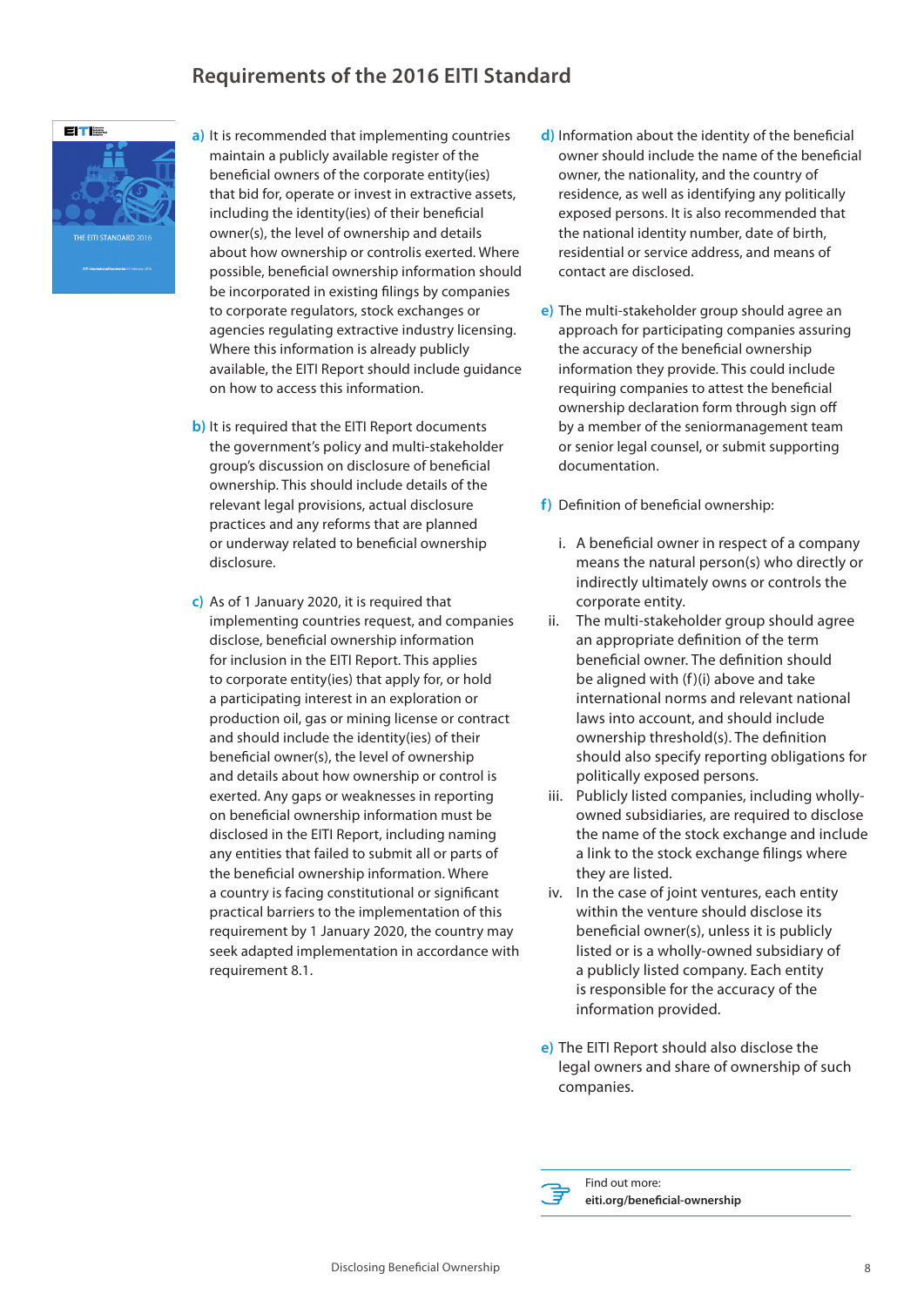## Requirements of the 2016 EITI Standard

**a)** It is recommended that implementing countries maintain a publicly available register of the beneficial owners of the corporate entity(ies) that bid for, operate or invest in extractive assets, including the identity(ies) of their beneficial owner(s), the level of ownership and details about how ownership or controlis exerted. Where possible, beneficial ownership information should be incorporated in existing filings by companies to corporate regulators, stock exchanges or agencies regulating extractive industry licensing. Where this information is already publicly available, the EITI Report should include guidance on how to access this information.

**b)** It is required that the EITI Report documents the government's policy and multi-stakeholder group's discussion on disclosure of beneficial ownership. This should include details of the relevant legal provisions, actual disclosure practices and any reforms that are planned or underway related to beneficial ownership disclosure.

**c)** As of 1 January 2020, it is required that implementing countries request, and companies disclose, beneficial ownership information for inclusion in the EITI Report. This applies to corporate entity(ies) that apply for, or hold a participating interest in an exploration or production oil, gas or mining license or contract and should include the identity(ies) of their beneficial owner(s), the level of ownership and details about how ownership or control is exerted. Any gaps or weaknesses in reporting on beneficial ownership information must be disclosed in the EITI Report, including naming any entities that failed to submit all or parts of the beneficial ownership information. Where a country is facing constitutional or significant practical barriers to the implementation of this requirement by 1 January 2020, the country may seek adapted implementation in accordance with requirement 8.1.

**d)** Information about the identity of the beneficial owner should include the name of the beneficial owner, the nationality, and the country of residence, as well as identifying any politically exposed persons. It is also recommended that the national identity number, date of birth, residential or service address, and means of contact are disclosed.

**e)** The multi-stakeholder group should agree an approach for participating companies assuring the accuracy of the beneficial ownership information they provide. This could include requiring companies to attest the beneficial ownership declaration form through sign off by a member of the seniormanagement team or senior legal counsel, or submit supporting documentation.

**f)** Definition of beneficial ownership:

i. A beneficial owner in respect of a company means the natural person(s) who directly or indirectly ultimately owns or controls the corporate entity.

ii. The multi-stakeholder group should agree an appropriate definition of the term beneficial owner. The definition should be aligned with (f)(i) above and take international norms and relevant national laws into account, and should include ownership threshold(s). The definition should also specify reporting obligations for politically exposed persons.

iii. Publicly listed companies, including wholly-owned subsidiaries, are required to disclose the name of the stock exchange and include a link to the stock exchange filings where they are listed.

iv. In the case of joint ventures, each entity within the venture should disclose its beneficial owner(s), unless it is publicly listed or is a wholly-owned subsidiary of a publicly listed company. Each entity is responsible for the accuracy of the information provided.

**e)** The EITI Report should also disclose the legal owners and share of ownership of such companies.

Find out more:
**eiti.org/beneficial-ownership**